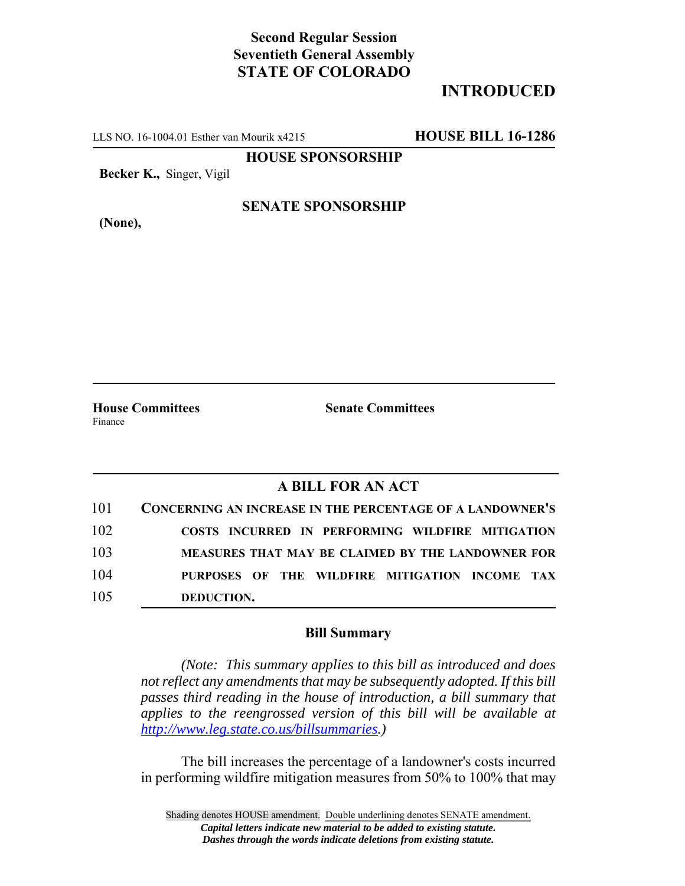**Second Regular Session**
**Seventieth General Assembly**
**STATE OF COLORADO**

# INTRODUCED

LLS NO. 16-1004.01 Esther van Mourik x4215 **HOUSE BILL 16-1286**

**HOUSE SPONSORSHIP**

**Becker K.,** Singer, Vigil

**SENATE SPONSORSHIP**

**(None),**

**House Committees**
Finance

**Senate Committees**

## A BILL FOR AN ACT

101 **CONCERNING AN INCREASE IN THE PERCENTAGE OF A LANDOWNER'S**
102 **COSTS INCURRED IN PERFORMING WILDFIRE MITIGATION**
103 **MEASURES THAT MAY BE CLAIMED BY THE LANDOWNER FOR**
104 **PURPOSES OF THE WILDFIRE MITIGATION INCOME TAX**
105 **DEDUCTION.**

### Bill Summary

*(Note: This summary applies to this bill as introduced and does not reflect any amendments that may be subsequently adopted. If this bill passes third reading in the house of introduction, a bill summary that applies to the reengrossed version of this bill will be available at http://www.leg.state.co.us/billsummaries.)*

The bill increases the percentage of a landowner's costs incurred in performing wildfire mitigation measures from 50% to 100% that may

Shading denotes HOUSE amendment. Double underlining denotes SENATE amendment.
*Capital letters indicate new material to be added to existing statute.*
*Dashes through the words indicate deletions from existing statute.*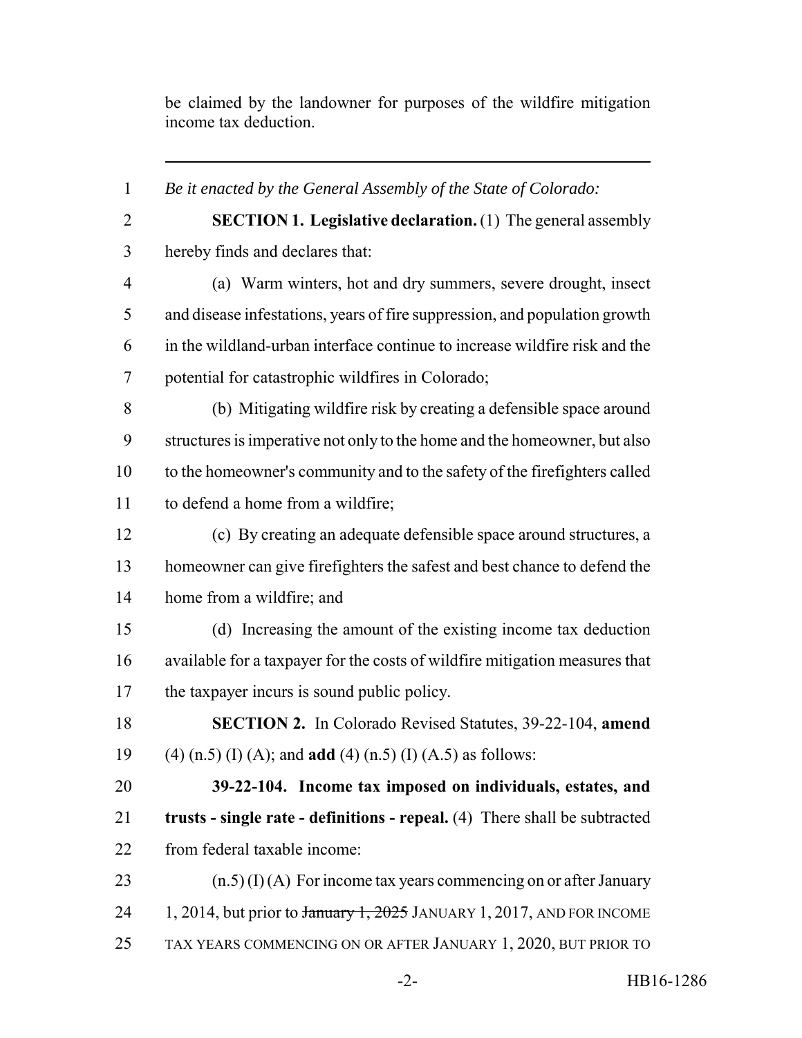be claimed by the landowner for purposes of the wildfire mitigation income tax deduction.

---

*Be it enacted by the General Assembly of the State of Colorado:*

**SECTION 1. Legislative declaration.** (1) The general assembly hereby finds and declares that:

(a) Warm winters, hot and dry summers, severe drought, insect and disease infestations, years of fire suppression, and population growth in the wildland-urban interface continue to increase wildfire risk and the potential for catastrophic wildfires in Colorado;

(b) Mitigating wildfire risk by creating a defensible space around structures is imperative not only to the home and the homeowner, but also to the homeowner's community and to the safety of the firefighters called to defend a home from a wildfire;

(c) By creating an adequate defensible space around structures, a homeowner can give firefighters the safest and best chance to defend the home from a wildfire; and

(d) Increasing the amount of the existing income tax deduction available for a taxpayer for the costs of wildfire mitigation measures that the taxpayer incurs is sound public policy.

**SECTION 2.** In Colorado Revised Statutes, 39-22-104, **amend** (4) (n.5) (I) (A); and **add** (4) (n.5) (I) (A.5) as follows:

**39-22-104. Income tax imposed on individuals, estates, and trusts - single rate - definitions - repeal.** (4) There shall be subtracted from federal taxable income:

(n.5) (I) (A) For income tax years commencing on or after January 1, 2014, but prior to ~~January 1, 2025~~ JANUARY 1, 2017, AND FOR INCOME TAX YEARS COMMENCING ON OR AFTER JANUARY 1, 2020, BUT PRIOR TO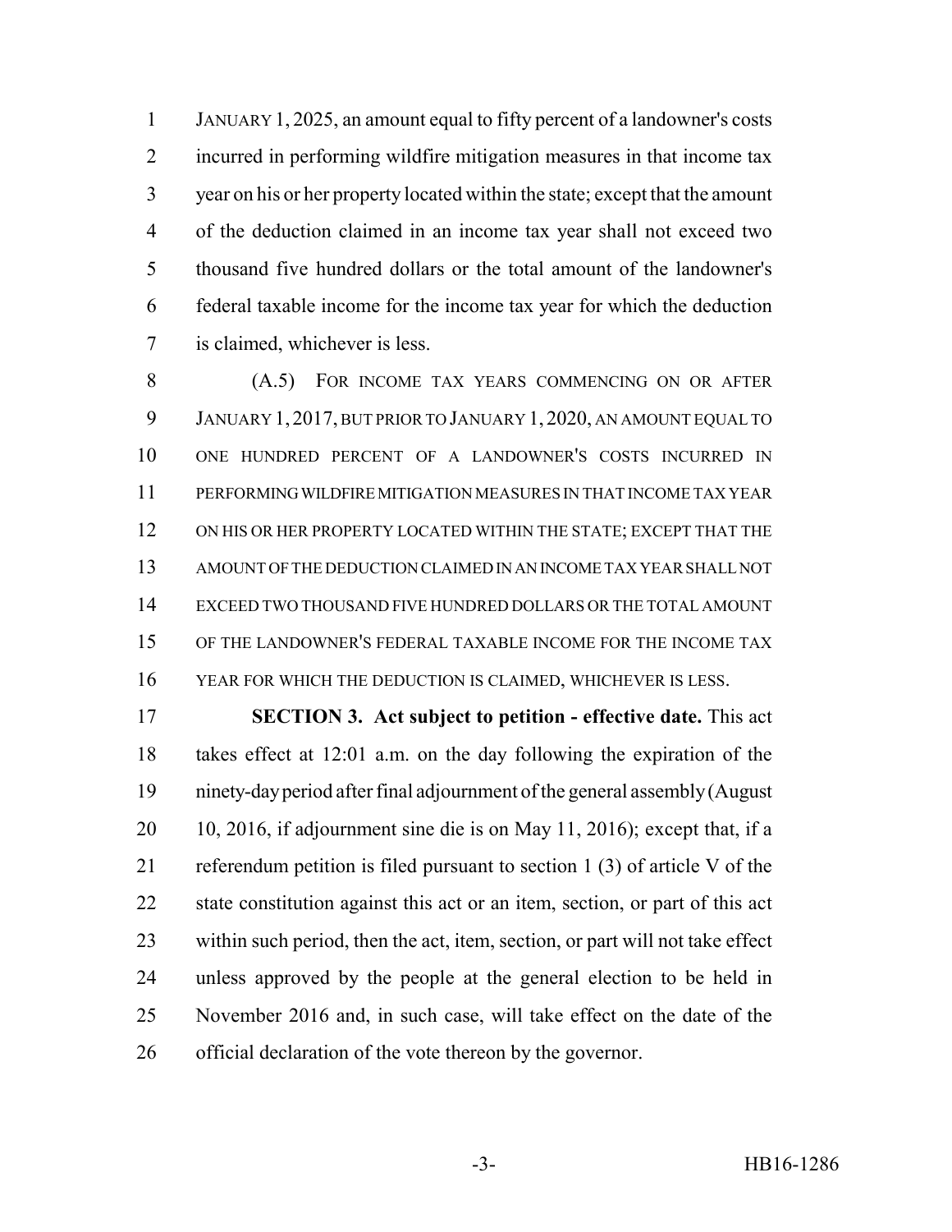JANUARY 1, 2025, an amount equal to fifty percent of a landowner's costs incurred in performing wildfire mitigation measures in that income tax year on his or her property located within the state; except that the amount of the deduction claimed in an income tax year shall not exceed two thousand five hundred dollars or the total amount of the landowner's federal taxable income for the income tax year for which the deduction is claimed, whichever is less.

(A.5) FOR INCOME TAX YEARS COMMENCING ON OR AFTER JANUARY 1, 2017, BUT PRIOR TO JANUARY 1, 2020, AN AMOUNT EQUAL TO ONE HUNDRED PERCENT OF A LANDOWNER'S COSTS INCURRED IN PERFORMING WILDFIRE MITIGATION MEASURES IN THAT INCOME TAX YEAR ON HIS OR HER PROPERTY LOCATED WITHIN THE STATE; EXCEPT THAT THE AMOUNT OF THE DEDUCTION CLAIMED IN AN INCOME TAX YEAR SHALL NOT EXCEED TWO THOUSAND FIVE HUNDRED DOLLARS OR THE TOTAL AMOUNT OF THE LANDOWNER'S FEDERAL TAXABLE INCOME FOR THE INCOME TAX YEAR FOR WHICH THE DEDUCTION IS CLAIMED, WHICHEVER IS LESS.

**SECTION 3. Act subject to petition - effective date.** This act takes effect at 12:01 a.m. on the day following the expiration of the ninety-day period after final adjournment of the general assembly (August 10, 2016, if adjournment sine die is on May 11, 2016); except that, if a referendum petition is filed pursuant to section 1 (3) of article V of the state constitution against this act or an item, section, or part of this act within such period, then the act, item, section, or part will not take effect unless approved by the people at the general election to be held in November 2016 and, in such case, will take effect on the date of the official declaration of the vote thereon by the governor.